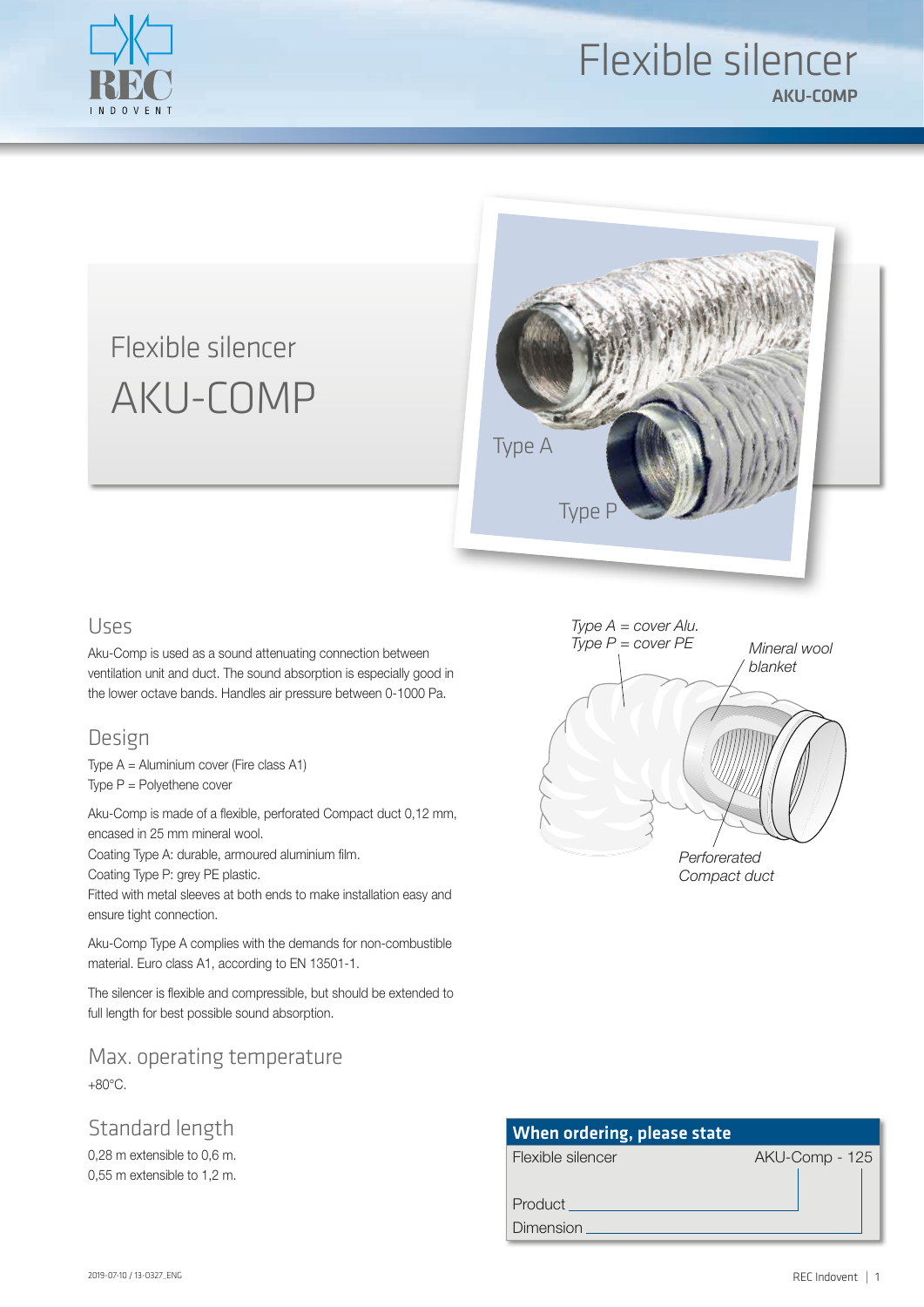# Flexible silencer

## AKU-COMP

Flexible silencer

AKU-COMP

Type A

Type P

## Uses

Aku-Comp is used as a sound attenuating connection between ventilation unit and duct. The sound absorption is especially good in the lower octave bands. Handles air pressure between 0-1000 Pa.

## Design

Type A = Aluminium cover (Fire class A1)
Type P = Polyethene cover

Aku-Comp is made of a flexible, perforated Compact duct 0,12 mm, encased in 25 mm mineral wool.
Coating Type A: durable, armoured aluminium film.
Coating Type P: grey PE plastic.
Fitted with metal sleeves at both ends to make installation easy and ensure tight connection.

Aku-Comp Type A complies with the demands for non-combustible material. Euro class A1, according to EN 13501-1.

The silencer is flexible and compressible, but should be extended to full length for best possible sound absorption.

*Type A = cover Alu.*
*Type P = cover PE*

*Mineral wool blanket*

*Perforated Compact duct*

## Max. operating temperature

+80°C.

## Standard length

0,28 m extensible to 0,6 m.
0,55 m extensible to 1,2 m.

**When ordering, please state**

| Flexible silencer | AKU-Comp - 125 |
|---|---|
| Product | AKU-Comp |
| Dimension | 125 |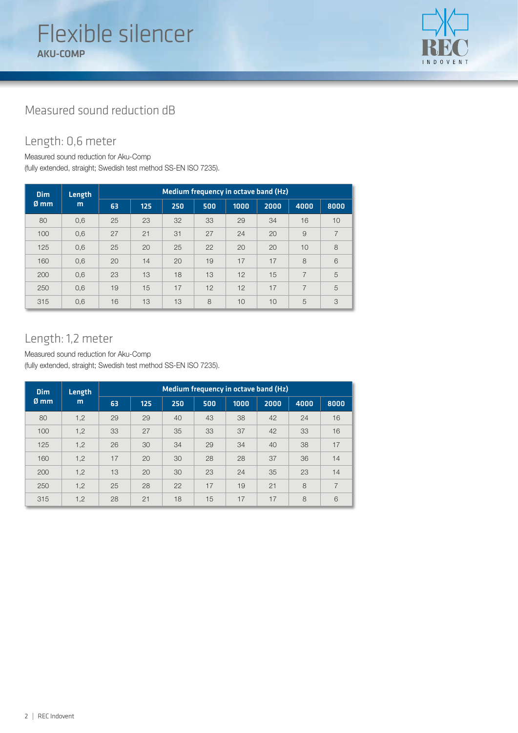# Flexible silencer

**AKU-COMP**

## Measured sound reduction dB

### Length: 0,6 meter

Measured sound reduction for Aku-Comp
(fully extended, straight; Swedish test method SS-EN ISO 7235).

| Dim Ø mm | Length m | Medium frequency in octave band (Hz) | | | | | | | |
|---|---|---|---|---|---|---|---|---|---|
| | | 63 | 125 | 250 | 500 | 1000 | 2000 | 4000 | 8000 |
| 80 | 0,6 | 25 | 23 | 32 | 33 | 29 | 34 | 16 | 10 |
| 100 | 0,6 | 27 | 21 | 31 | 27 | 24 | 20 | 9 | 7 |
| 125 | 0,6 | 25 | 20 | 25 | 22 | 20 | 20 | 10 | 8 |
| 160 | 0,6 | 20 | 14 | 20 | 19 | 17 | 17 | 8 | 6 |
| 200 | 0,6 | 23 | 13 | 18 | 13 | 12 | 15 | 7 | 5 |
| 250 | 0,6 | 19 | 15 | 17 | 12 | 12 | 17 | 7 | 5 |
| 315 | 0,6 | 16 | 13 | 13 | 8 | 10 | 10 | 5 | 3 |

### Length: 1,2 meter

Measured sound reduction for Aku-Comp
(fully extended, straight; Swedish test method SS-EN ISO 7235).

| Dim Ø mm | Length m | Medium frequency in octave band (Hz) | | | | | | | |
|---|---|---|---|---|---|---|---|---|---|
| | | 63 | 125 | 250 | 500 | 1000 | 2000 | 4000 | 8000 |
| 80 | 1,2 | 29 | 29 | 40 | 43 | 38 | 42 | 24 | 16 |
| 100 | 1,2 | 33 | 27 | 35 | 33 | 37 | 42 | 33 | 16 |
| 125 | 1,2 | 26 | 30 | 34 | 29 | 34 | 40 | 38 | 17 |
| 160 | 1,2 | 17 | 20 | 30 | 28 | 28 | 37 | 36 | 14 |
| 200 | 1,2 | 13 | 20 | 30 | 23 | 24 | 35 | 23 | 14 |
| 250 | 1,2 | 25 | 28 | 22 | 17 | 19 | 21 | 8 | 7 |
| 315 | 1,2 | 28 | 21 | 18 | 15 | 17 | 17 | 8 | 6 |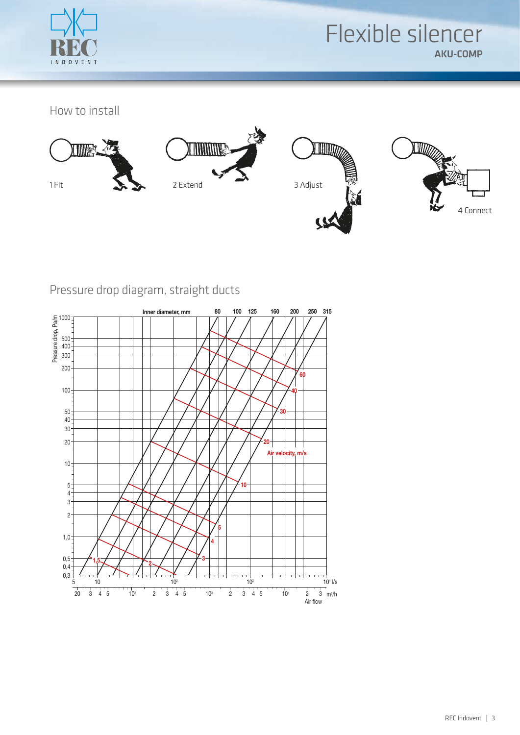# Flexible silencer

**AKU-COMP**

## How to install

1 Fit

2 Extend

3 Adjust

4 Connect

## Pressure drop diagram, straight ducts

Inner diameter, mm

80 100 125 160 200 250 315

Pressure drop, Pa/m

1000
500
400
300
200
100
50
40
30
20
10
5
4
3
2
1,0
0,5
0,4
0,3

Air velocity, m/s

60
40
30
20
10
5
4
3
2
1,5

5 10 $10^2$ $10^3$ $10^4$ l/s

20 3 4 5 $10^2$ 2 3 4 5 $10^3$ 2 3 4 5 $10^4$ 2 3 $m^3/h$

Air flow